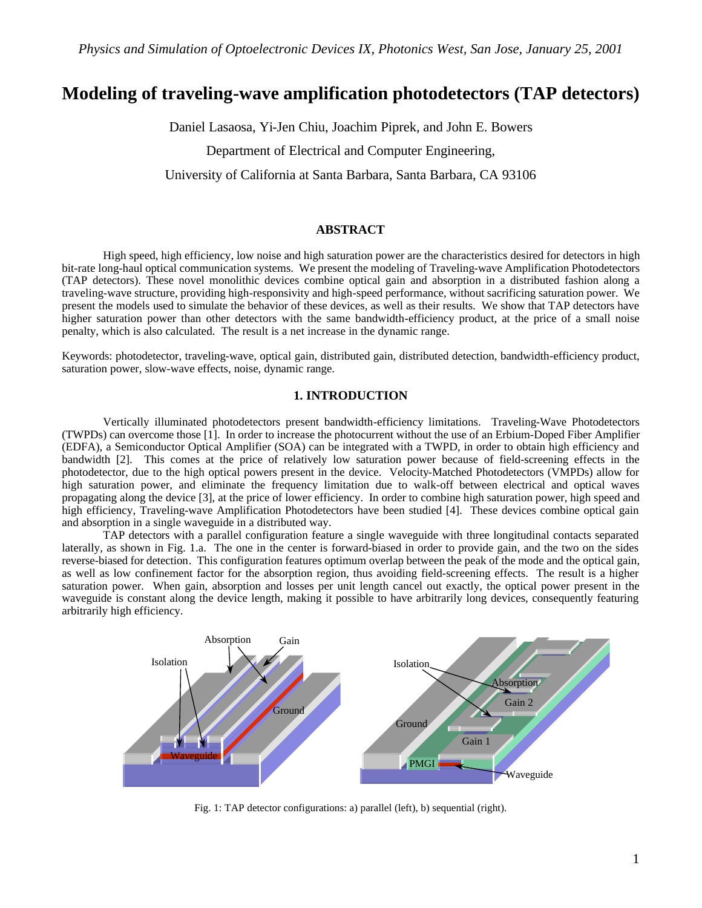# Modeling of traveling-wave amplification photodetectors (TAP detectors)

Daniel Lasaosa, Yi-Jen Chiu, Joachim Piprek, and John E. Bowers

Department of Electrical and Computer Engineering,

University of California at Santa Barbara, Santa Barbara, CA 93106

## ABSTRACT

High speed, high efficiency, low noise and high saturation power are the characteristics desired for detectors in high bit-rate long-haul optical communication systems. We present the modeling of Traveling-wave Amplification Photodetectors (TAP detectors). These novel monolithic devices combine optical gain and absorption in a distributed fashion along a traveling-wave structure, providing high-responsivity and high-speed performance, without sacrificing saturation power. We present the models used to simulate the behavior of these devices, as well as their results. We show that TAP detectors have higher saturation power than other detectors with the same bandwidth-efficiency product, at the price of a small noise penalty, which is also calculated. The result is a net increase in the dynamic range.

Keywords: photodetector, traveling-wave, optical gain, distributed gain, distributed detection, bandwidth-efficiency product, saturation power, slow-wave effects, noise, dynamic range.

## 1. INTRODUCTION

Vertically illuminated photodetectors present bandwidth-efficiency limitations. Traveling-Wave Photodetectors (TWPDs) can overcome those [1]. In order to increase the photocurrent without the use of an Erbium-Doped Fiber Amplifier (EDFA), a Semiconductor Optical Amplifier (SOA) can be integrated with a TWPD, in order to obtain high efficiency and bandwidth [2]. This comes at the price of relatively low saturation power because of field-screening effects in the photodetector, due to the high optical powers present in the device. Velocity-Matched Photodetectors (VMPDs) allow for high saturation power, and eliminate the frequency limitation due to walk-off between electrical and optical waves propagating along the device [3], at the price of lower efficiency. In order to combine high saturation power, high speed and high efficiency, Traveling-wave Amplification Photodetectors have been studied [4]. These devices combine optical gain and absorption in a single waveguide in a distributed way.

TAP detectors with a parallel configuration feature a single waveguide with three longitudinal contacts separated laterally, as shown in Fig. 1.a. The one in the center is forward-biased in order to provide gain, and the two on the sides reverse-biased for detection. This configuration features optimum overlap between the peak of the mode and the optical gain, as well as low confinement factor for the absorption region, thus avoiding field-screening effects. The result is a higher saturation power. When gain, absorption and losses per unit length cancel out exactly, the optical power present in the waveguide is constant along the device length, making it possible to have arbitrarily long devices, consequently featuring arbitrarily high efficiency.

Fig. 1: TAP detector configurations: a) parallel (left), b) sequential (right).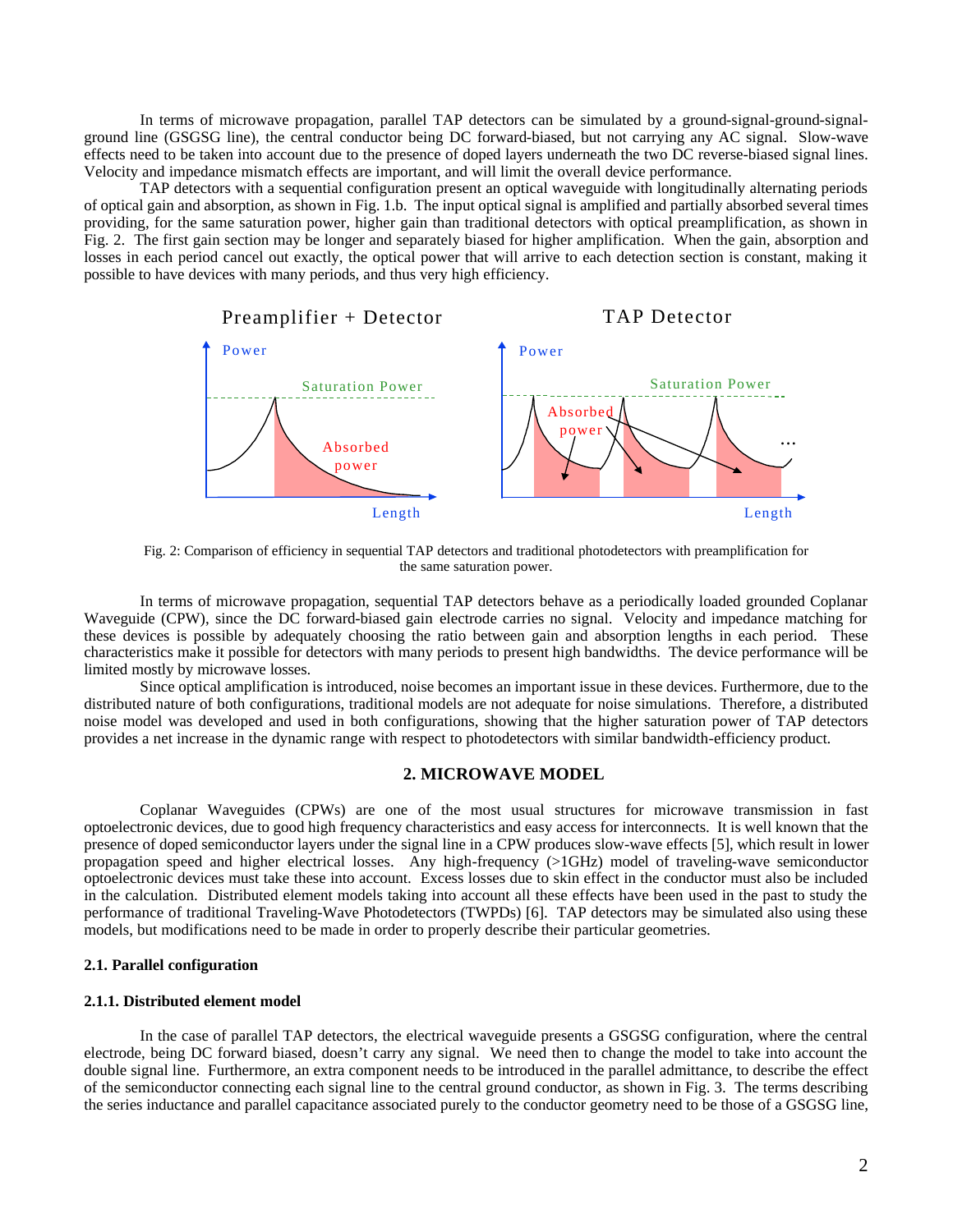In terms of microwave propagation, parallel TAP detectors can be simulated by a ground-signal-ground-signal-ground line (GSGSG line), the central conductor being DC forward-biased, but not carrying any AC signal. Slow-wave effects need to be taken into account due to the presence of doped layers underneath the two DC reverse-biased signal lines. Velocity and impedance mismatch effects are important, and will limit the overall device performance.

TAP detectors with a sequential configuration present an optical waveguide with longitudinally alternating periods of optical gain and absorption, as shown in Fig. 1.b. The input optical signal is amplified and partially absorbed several times providing, for the same saturation power, higher gain than traditional detectors with optical preamplification, as shown in Fig. 2. The first gain section may be longer and separately biased for higher amplification. When the gain, absorption and losses in each period cancel out exactly, the optical power that will arrive to each detection section is constant, making it possible to have devices with many periods, and thus very high efficiency.

Fig. 2: Comparison of efficiency in sequential TAP detectors and traditional photodetectors with preamplification for the same saturation power.

In terms of microwave propagation, sequential TAP detectors behave as a periodically loaded grounded Coplanar Waveguide (CPW), since the DC forward-biased gain electrode carries no signal. Velocity and impedance matching for these devices is possible by adequately choosing the ratio between gain and absorption lengths in each period. These characteristics make it possible for detectors with many periods to present high bandwidths. The device performance will be limited mostly by microwave losses.

Since optical amplification is introduced, noise becomes an important issue in these devices. Furthermore, due to the distributed nature of both configurations, traditional models are not adequate for noise simulations. Therefore, a distributed noise model was developed and used in both configurations, showing that the higher saturation power of TAP detectors provides a net increase in the dynamic range with respect to photodetectors with similar bandwidth-efficiency product.

## 2. MICROWAVE MODEL

Coplanar Waveguides (CPWs) are one of the most usual structures for microwave transmission in fast optoelectronic devices, due to good high frequency characteristics and easy access for interconnects. It is well known that the presence of doped semiconductor layers under the signal line in a CPW produces slow-wave effects [5], which result in lower propagation speed and higher electrical losses. Any high-frequency (>1GHz) model of traveling-wave semiconductor optoelectronic devices must take these into account. Excess losses due to skin effect in the conductor must also be included in the calculation. Distributed element models taking into account all these effects have been used in the past to study the performance of traditional Traveling-Wave Photodetectors (TWPDs) [6]. TAP detectors may be simulated also using these models, but modifications need to be made in order to properly describe their particular geometries.

### 2.1. Parallel configuration

#### 2.1.1. Distributed element model

In the case of parallel TAP detectors, the electrical waveguide presents a GSGSG configuration, where the central electrode, being DC forward biased, doesn't carry any signal. We need then to change the model to take into account the double signal line. Furthermore, an extra component needs to be introduced in the parallel admittance, to describe the effect of the semiconductor connecting each signal line to the central ground conductor, as shown in Fig. 3. The terms describing the series inductance and parallel capacitance associated purely to the conductor geometry need to be those of a GSGSG line,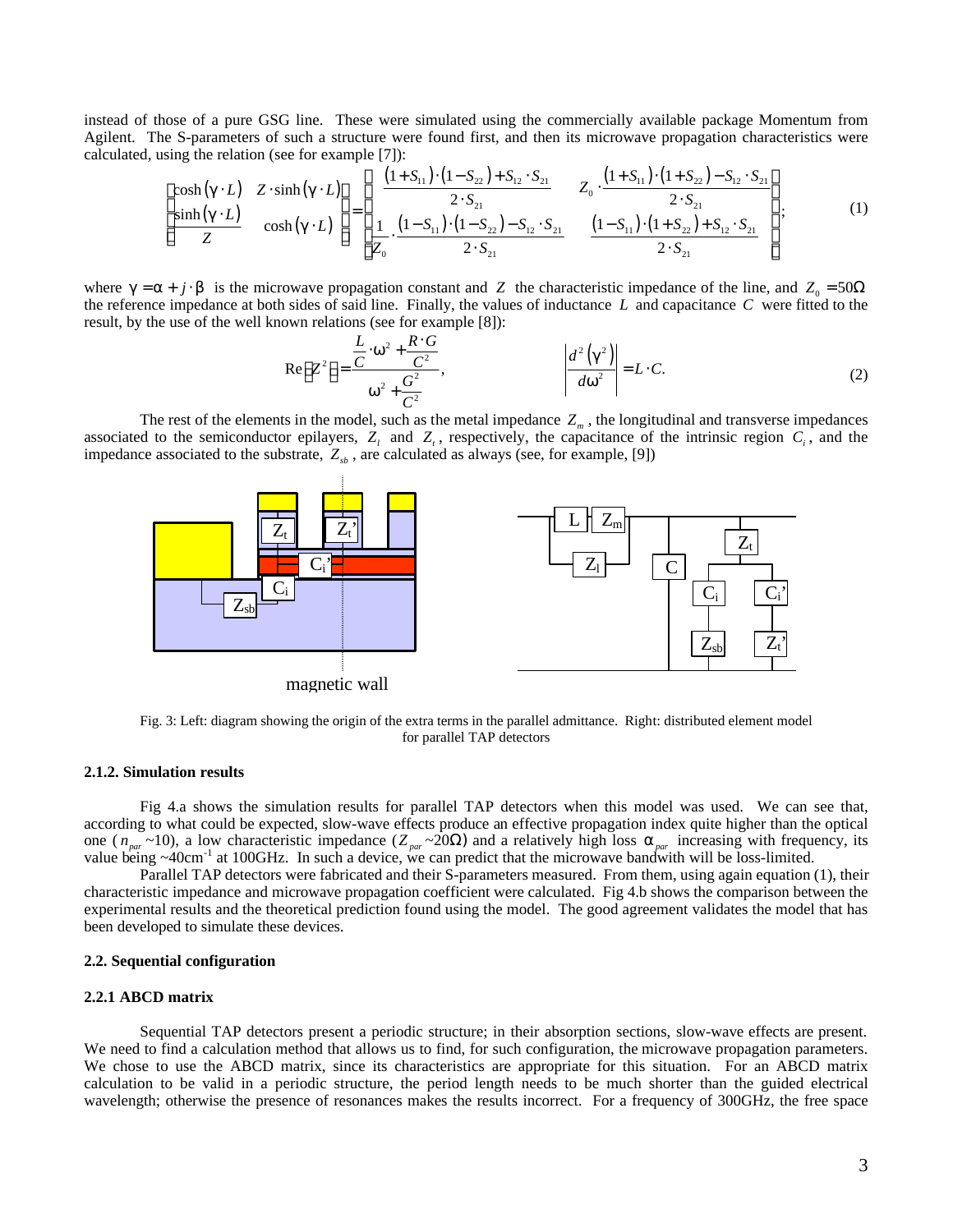instead of those of a pure GSG line. These were simulated using the commercially available package Momentum from Agilent. The S-parameters of such a structure were found first, and then its microwave propagation characteristics were calculated, using the relation (see for example [7]):

$$\begin{pmatrix} \cosh(\gamma \cdot L) & Z \cdot \sinh(\gamma \cdot L) \\ \frac{\sinh(\gamma \cdot L)}{Z} & \cosh(\gamma \cdot L) \end{pmatrix} = \begin{pmatrix} \frac{(1+S_{11}) \cdot (1-S_{22}) + S_{12} \cdot S_{21}}{2 \cdot S_{21}} & Z_0 \cdot \frac{(1+S_{11}) \cdot (1+S_{22}) - S_{12} \cdot S_{21}}{2 \cdot S_{21}} \\ \frac{1}{Z_0} \cdot \frac{(1-S_{11}) \cdot (1-S_{22}) - S_{12} \cdot S_{21}}{2 \cdot S_{21}} & \frac{(1-S_{11}) \cdot (1+S_{22}) + S_{12} \cdot S_{21}}{2 \cdot S_{21}} \end{pmatrix}; \quad (1)$$

where $\gamma = \alpha + j \cdot \beta$ is the microwave propagation constant and $Z$ the characteristic impedance of the line, and $Z_0 = 50\Omega$ the reference impedance at both sides of said line. Finally, the values of inductance $L$ and capacitance $C$ were fitted to the result, by the use of the well known relations (see for example [8]):

$$\mathrm{Re}\left[Z^2\right] = \frac{\frac{L}{C} \cdot \omega^2 + \frac{R \cdot G}{C^2}}{\omega^2 + \frac{G^2}{C^2}}, \qquad \left| \frac{d^2\left(\gamma^2\right)}{d\omega^2} \right| = L \cdot C. \quad (2)$$

The rest of the elements in the model, such as the metal impedance $Z_m$, the longitudinal and transverse impedances associated to the semiconductor epilayers, $Z_l$ and $Z_t$, respectively, the capacitance of the intrinsic region $C_i$, and the impedance associated to the substrate, $Z_{sb}$, are calculated as always (see, for example, [9])

Fig. 3: Left: diagram showing the origin of the extra terms in the parallel admittance. Right: distributed element model for parallel TAP detectors

### 2.1.2. Simulation results

Fig 4.a shows the simulation results for parallel TAP detectors when this model was used. We can see that, according to what could be expected, slow-wave effects produce an effective propagation index quite higher than the optical one ($n_{par}$ ~10), a low characteristic impedance ($Z_{par}$ ~20Ω) and a relatively high loss $\alpha_{par}$ increasing with frequency, its value being ~40cm$^{-1}$ at 100GHz. In such a device, we can predict that the microwave bandwith will be loss-limited.

Parallel TAP detectors were fabricated and their S-parameters measured. From them, using again equation (1), their characteristic impedance and microwave propagation coefficient were calculated. Fig 4.b shows the comparison between the experimental results and the theoretical prediction found using the model. The good agreement validates the model that has been developed to simulate these devices.

### 2.2. Sequential configuration

#### 2.2.1 ABCD matrix

Sequential TAP detectors present a periodic structure; in their absorption sections, slow-wave effects are present. We need to find a calculation method that allows us to find, for such configuration, the microwave propagation parameters. We chose to use the ABCD matrix, since its characteristics are appropriate for this situation. For an ABCD matrix calculation to be valid in a periodic structure, the period length needs to be much shorter than the guided electrical wavelength; otherwise the presence of resonances makes the results incorrect. For a frequency of 300GHz, the free space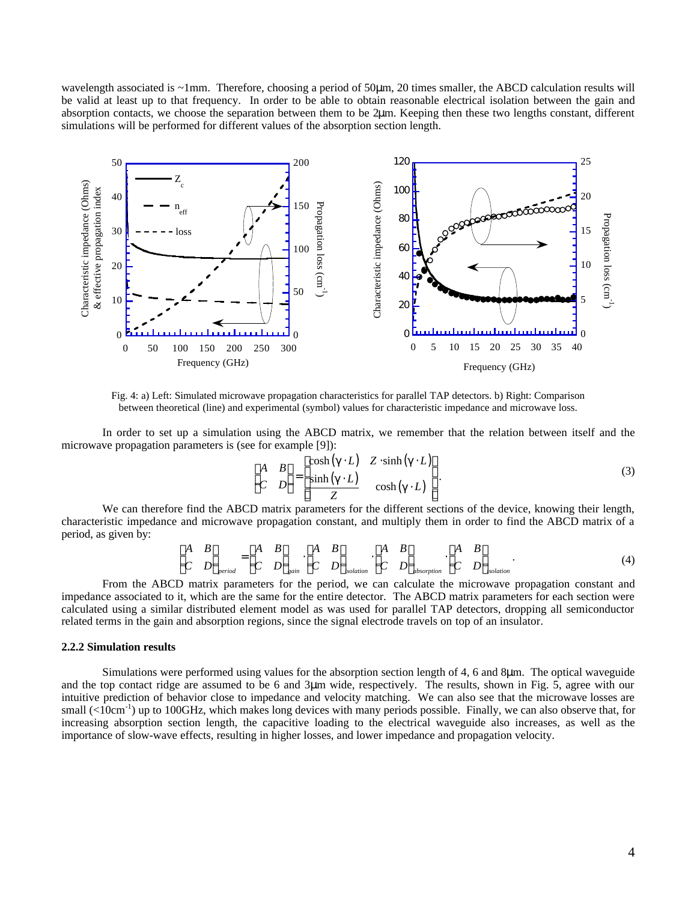wavelength associated is ~1mm. Therefore, choosing a period of 50μm, 20 times smaller, the ABCD calculation results will be valid at least up to that frequency. In order to be able to obtain reasonable electrical isolation between the gain and absorption contacts, we choose the separation between them to be 2μm. Keeping then these two lengths constant, different simulations will be performed for different values of the absorption section length.

Fig. 4: a) Left: Simulated microwave propagation characteristics for parallel TAP detectors. b) Right: Comparison between theoretical (line) and experimental (symbol) values for characteristic impedance and microwave loss.

In order to set up a simulation using the ABCD matrix, we remember that the relation between itself and the microwave propagation parameters is (see for example [9]):

$$\begin{bmatrix} A & B \\ C & D \end{bmatrix} = \begin{bmatrix} \cosh(\gamma \cdot L) & Z \cdot \sinh(\gamma \cdot L) \\ \dfrac{\sinh(\gamma \cdot L)}{Z} & \cosh(\gamma \cdot L) \end{bmatrix}. \tag{3}$$

We can therefore find the ABCD matrix parameters for the different sections of the device, knowing their length, characteristic impedance and microwave propagation constant, and multiply them in order to find the ABCD matrix of a period, as given by:

$$\begin{bmatrix} A & B \\ C & D \end{bmatrix}_{period} = \begin{bmatrix} A & B \\ C & D \end{bmatrix}_{gain} \cdot \begin{bmatrix} A & B \\ C & D \end{bmatrix}_{isolation} \cdot \begin{bmatrix} A & B \\ C & D \end{bmatrix}_{absorption} \cdot \begin{bmatrix} A & B \\ C & D \end{bmatrix}_{isolation}. \tag{4}$$

From the ABCD matrix parameters for the period, we can calculate the microwave propagation constant and impedance associated to it, which are the same for the entire detector. The ABCD matrix parameters for each section were calculated using a similar distributed element model as was used for parallel TAP detectors, dropping all semiconductor related terms in the gain and absorption regions, since the signal electrode travels on top of an insulator.

### 2.2.2 Simulation results

Simulations were performed using values for the absorption section length of 4, 6 and 8μm. The optical waveguide and the top contact ridge are assumed to be 6 and 3μm wide, respectively. The results, shown in Fig. 5, agree with our intuitive prediction of behavior close to impedance and velocity matching. We can also see that the microwave losses are small ($<10\text{cm}^{-1}$) up to 100GHz, which makes long devices with many periods possible. Finally, we can also observe that, for increasing absorption section length, the capacitive loading to the electrical waveguide also increases, as well as the importance of slow-wave effects, resulting in higher losses, and lower impedance and propagation velocity.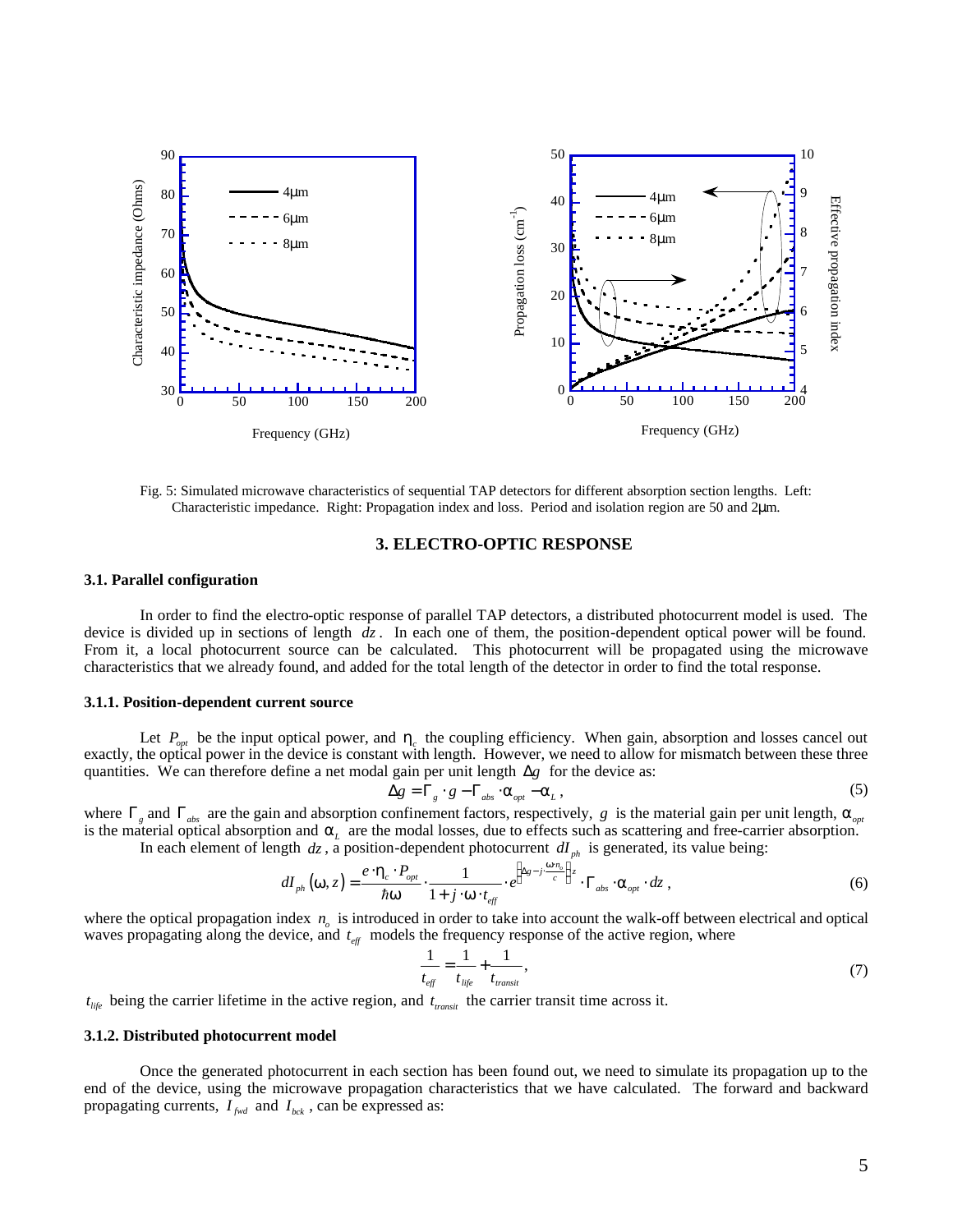Fig. 5: Simulated microwave characteristics of sequential TAP detectors for different absorption section lengths. Left: Characteristic impedance. Right: Propagation index and loss. Period and isolation region are 50 and 2µm.

## 3. ELECTRO-OPTIC RESPONSE

### 3.1. Parallel configuration

In order to find the electro-optic response of parallel TAP detectors, a distributed photocurrent model is used. The device is divided up in sections of length $dz$. In each one of them, the position-dependent optical power will be found. From it, a local photocurrent source can be calculated. This photocurrent will be propagated using the microwave characteristics that we already found, and added for the total length of the detector in order to find the total response.

#### 3.1.1. Position-dependent current source

Let $P_{opt}$ be the input optical power, and $\eta_c$ the coupling efficiency. When gain, absorption and losses cancel out exactly, the optical power in the device is constant with length. However, we need to allow for mismatch between these three quantities. We can therefore define a net modal gain per unit length $\Delta g$ for the device as:

$$\Delta g = \Gamma_g \cdot g - \Gamma_{abs} \cdot \alpha_{opt} - \alpha_L , \tag{5}$$

where $\Gamma_g$ and $\Gamma_{abs}$ are the gain and absorption confinement factors, respectively, $g$ is the material gain per unit length, $\alpha_{opt}$ is the material optical absorption and $\alpha_L$ are the modal losses, due to effects such as scattering and free-carrier absorption.

In each element of length $dz$, a position-dependent photocurrent $dI_{ph}$ is generated, its value being:

$$dI_{ph}(\omega, z) = \frac{e \cdot \eta_c \cdot P_{opt}}{\hbar\omega} \cdot \frac{1}{1 + j \cdot \omega \cdot t_{eff}} \cdot e^{\left(\Delta g - j \cdot \frac{\omega n_o}{c}\right) z} \cdot \Gamma_{abs} \cdot \alpha_{opt} \cdot dz , \tag{6}$$

where the optical propagation index $n_o$ is introduced in order to take into account the walk-off between electrical and optical waves propagating along the device, and $t_{eff}$ models the frequency response of the active region, where

$$\frac{1}{t_{eff}} = \frac{1}{t_{life}} + \frac{1}{t_{transit}}, \tag{7}$$

$t_{life}$ being the carrier lifetime in the active region, and $t_{transit}$ the carrier transit time across it.

#### 3.1.2. Distributed photocurrent model

Once the generated photocurrent in each section has been found out, we need to simulate its propagation up to the end of the device, using the microwave propagation characteristics that we have calculated. The forward and backward propagating currents, $I_{fwd}$ and $I_{bck}$, can be expressed as: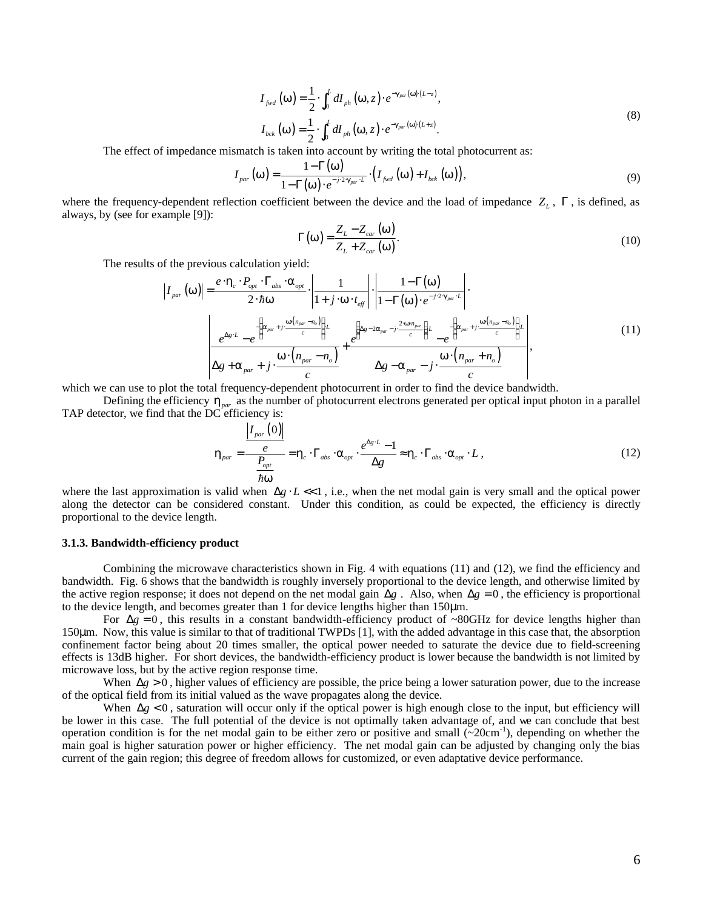$$
\begin{aligned}
I_{fwd}(\omega) &= \frac{1}{2} \cdot \int_0^L dI_{ph}(\omega, z) \cdot e^{-\gamma_{par}(\omega) \cdot (L-z)}, \\
I_{bck}(\omega) &= \frac{1}{2} \cdot \int_0^L dI_{ph}(\omega, z) \cdot e^{-\gamma_{par}(\omega) \cdot (L+z)}.
\end{aligned} \tag{8}
$$

The effect of impedance mismatch is taken into account by writing the total photocurrent as:

$$
I_{par}(\omega) = \frac{1-\Gamma(\omega)}{1-\Gamma(\omega) \cdot e^{-j \cdot 2 \cdot \gamma_{par} \cdot L}} \cdot \left( I_{fwd}(\omega) + I_{bck}(\omega) \right), \tag{9}
$$

where the frequency-dependent reflection coefficient between the device and the load of impedance $Z_L$, $\Gamma$, is defined, as always, by (see for example [9]):

$$
\Gamma(\omega) = \frac{Z_L - Z_{car}(\omega)}{Z_L + Z_{car}(\omega)}. \tag{10}
$$

The results of the previous calculation yield:

$$
\begin{aligned}
\left| I_{par}(\omega) \right| = \frac{e \cdot \eta_c \cdot P_{opt} \cdot \Gamma_{abs} \cdot \alpha_{opt}}{2 \cdot \hbar\omega} \cdot \left| \frac{1}{1 + j \cdot \omega \cdot t_{eff}} \right| \cdot \left| \frac{1-\Gamma(\omega)}{1-\Gamma(\omega) \cdot e^{-j \cdot 2 \cdot \gamma_{par} \cdot L}} \right| \cdot \\
\left| \frac{e^{\Delta g \cdot L} - e^{-\left(\alpha_{par} + j \cdot \frac{\omega (n_{par} - n_o)}{c}\right) L}}{\Delta g + \alpha_{par} + j \cdot \frac{\omega \cdot (n_{par} - n_o)}{c}} + \frac{e^{\left(\Delta g - 2\alpha_{par} - j \cdot \frac{2 \cdot \omega \cdot n_{par}}{c}\right) L} - e^{-\left(\alpha_{par} + j \cdot \frac{\omega (n_{par} - n_o)}{c}\right) L}}{\Delta g - \alpha_{par} - j \cdot \frac{\omega \cdot (n_{par} + n_o)}{c}} \right|,
\end{aligned} \tag{11}
$$

which we can use to plot the total frequency-dependent photocurrent in order to find the device bandwidth.

Defining the efficiency $\eta_{par}$ as the number of photocurrent electrons generated per optical input photon in a parallel TAP detector, we find that the DC efficiency is:

$$
\eta_{par} = \frac{\frac{\left| I_{par}(0) \right|}{e}}{\frac{P_{opt}}{\hbar\omega}} = \eta_c \cdot \Gamma_{abs} \cdot \alpha_{opt} \cdot \frac{e^{\Delta g \cdot L} - 1}{\Delta g} \approx \eta_c \cdot \Gamma_{abs} \cdot \alpha_{opt} \cdot L, \tag{12}
$$

where the last approximation is valid when $\Delta g \cdot L << 1$, i.e., when the net modal gain is very small and the optical power along the detector can be considered constant. Under this condition, as could be expected, the efficiency is directly proportional to the device length.

### 3.1.3. Bandwidth-efficiency product

Combining the microwave characteristics shown in Fig. 4 with equations (11) and (12), we find the efficiency and bandwidth. Fig. 6 shows that the bandwidth is roughly inversely proportional to the device length, and otherwise limited by the active region response; it does not depend on the net modal gain $\Delta g$. Also, when $\Delta g = 0$, the efficiency is proportional to the device length, and becomes greater than 1 for device lengths higher than 150μm.

For $\Delta g = 0$, this results in a constant bandwidth-efficiency product of ~80GHz for device lengths higher than 150μm. Now, this value is similar to that of traditional TWPDs [1], with the added advantage in this case that, the absorption confinement factor being about 20 times smaller, the optical power needed to saturate the device due to field-screening effects is 13dB higher. For short devices, the bandwidth-efficiency product is lower because the bandwidth is not limited by microwave loss, but by the active region response time.

When $\Delta g > 0$, higher values of efficiency are possible, the price being a lower saturation power, due to the increase of the optical field from its initial valued as the wave propagates along the device.

When $\Delta g < 0$, saturation will occur only if the optical power is high enough close to the input, but efficiency will be lower in this case. The full potential of the device is not optimally taken advantage of, and we can conclude that best operation condition is for the net modal gain to be either zero or positive and small (~20cm$^{-1}$), depending on whether the main goal is higher saturation power or higher efficiency. The net modal gain can be adjusted by changing only the bias current of the gain region; this degree of freedom allows for customized, or even adaptative device performance.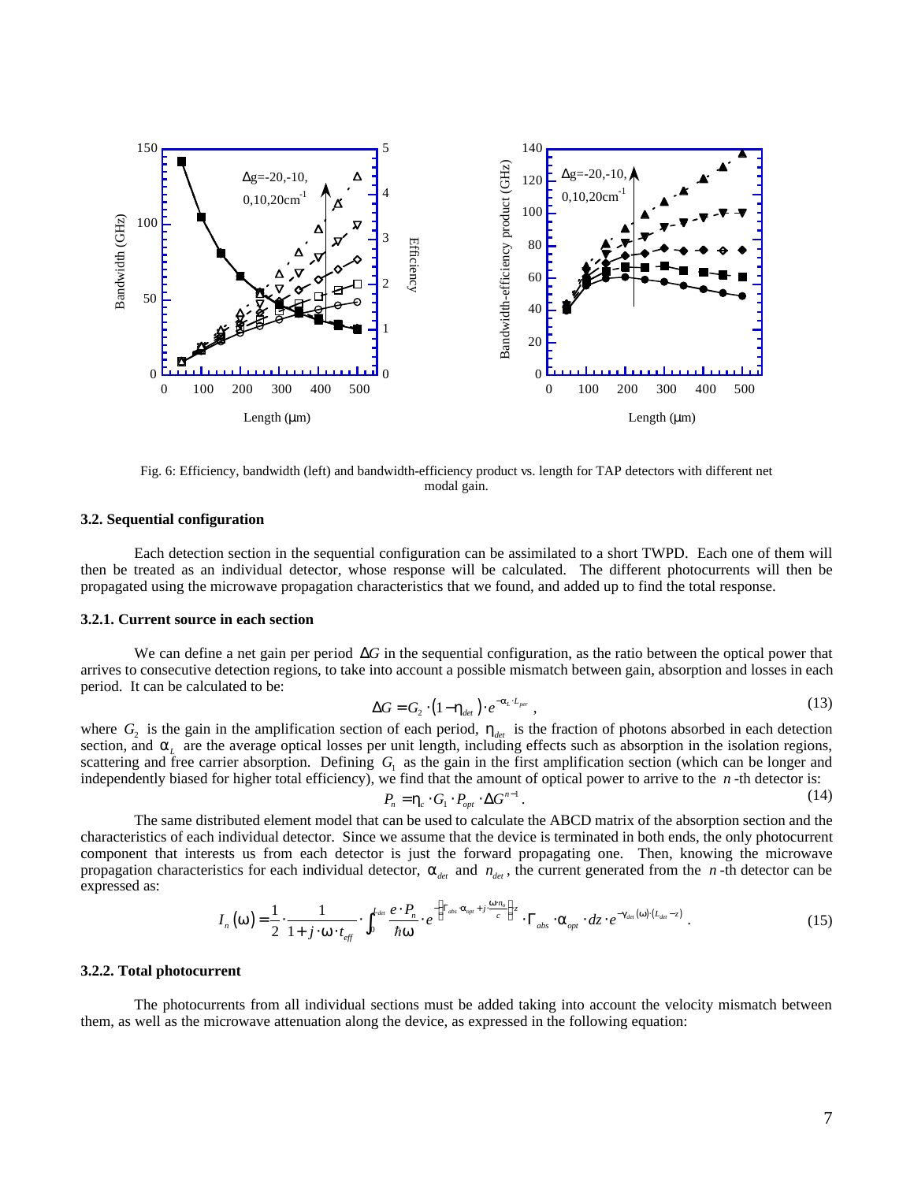Fig. 6: Efficiency, bandwidth (left) and bandwidth-efficiency product vs. length for TAP detectors with different net modal gain.

### 3.2. Sequential configuration

Each detection section in the sequential configuration can be assimilated to a short TWPD. Each one of them will then be treated as an individual detector, whose response will be calculated. The different photocurrents will then be propagated using the microwave propagation characteristics that we found, and added up to find the total response.

#### 3.2.1. Current source in each section

We can define a net gain per period $\Delta G$ in the sequential configuration, as the ratio between the optical power that arrives to consecutive detection regions, to take into account a possible mismatch between gain, absorption and losses in each period. It can be calculated to be:

$$\Delta G = G_2 \cdot \left(1 - \eta_{det}\right) \cdot e^{-\alpha_L \cdot L_{per}}, \tag{13}$$

where $G_2$ is the gain in the amplification section of each period, $\eta_{det}$ is the fraction of photons absorbed in each detection section, and $\alpha_L$ are the average optical losses per unit length, including effects such as absorption in the isolation regions, scattering and free carrier absorption. Defining $G_1$ as the gain in the first amplification section (which can be longer and independently biased for higher total efficiency), we find that the amount of optical power to arrive to the $n$-th detector is:

$$P_n = \eta_c \cdot G_1 \cdot P_{opt} \cdot \Delta G^{n-1}. \tag{14}$$

The same distributed element model that can be used to calculate the ABCD matrix of the absorption section and the characteristics of each individual detector. Since we assume that the device is terminated in both ends, the only photocurrent component that interests us from each detector is just the forward propagating one. Then, knowing the microwave propagation characteristics for each individual detector, $\alpha_{det}$ and $n_{det}$, the current generated from the $n$-th detector can be expressed as:

$$I_n\left(\omega\right) = \frac{1}{2} \cdot \frac{1}{1 + j \cdot \omega \cdot t_{eff}} \cdot \int_0^{L_{det}} \frac{e \cdot P_n}{\hbar\omega} \cdot e^{-\left(\Gamma_{abs} \cdot \alpha_{opt} + j \cdot \frac{\omega \cdot n_o}{c}\right) z} \cdot \Gamma_{abs} \cdot \alpha_{opt} \cdot dz \cdot e^{-\gamma_{det}\left(\omega\right) \cdot \left(L_{det} - z\right)}. \tag{15}$$

#### 3.2.2. Total photocurrent

The photocurrents from all individual sections must be added taking into account the velocity mismatch between them, as well as the microwave attenuation along the device, as expressed in the following equation: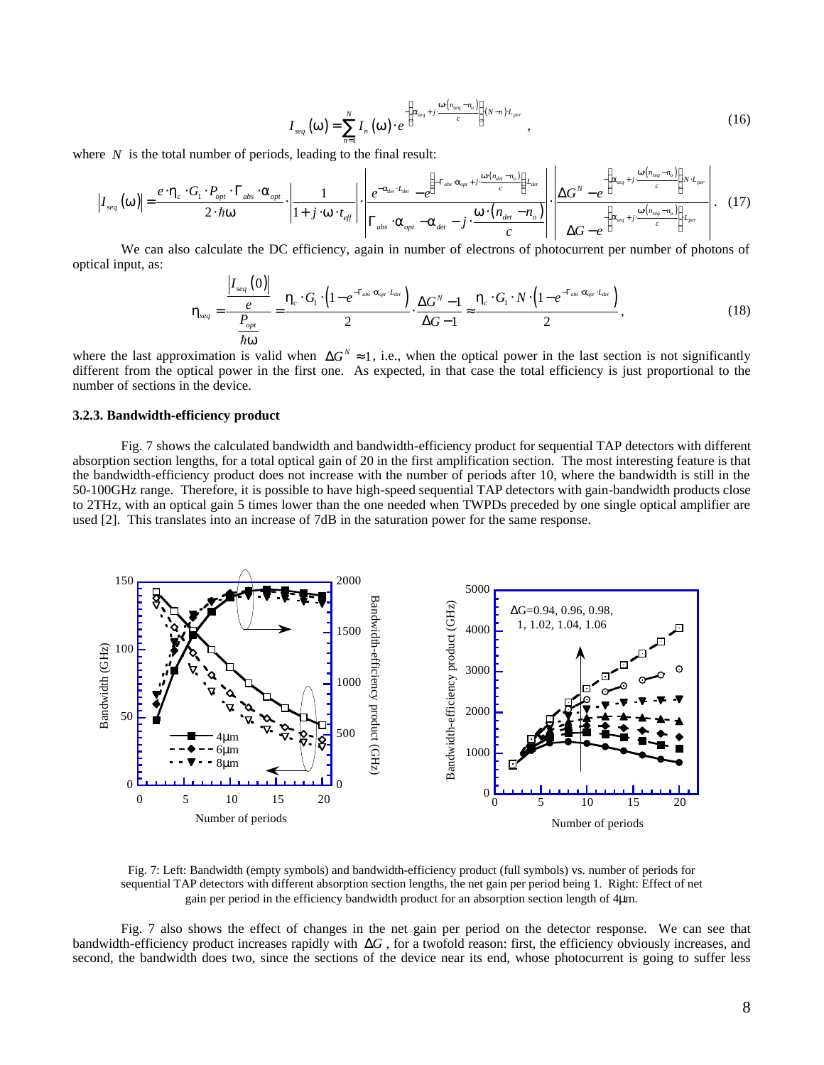$$I_{seq}(\omega) = \sum_{n=1}^{N} I_n(\omega) \cdot e^{-\left(\alpha_{seq} + j \cdot \frac{\omega (n_{seq} - n_o)}{c}\right)(N-n) \cdot L_{per}}, \tag{16}$$

where $N$ is the total number of periods, leading to the final result:

$$\left| I_{seq}(\omega) \right| = \frac{e \cdot \eta_c \cdot G_1 \cdot P_{opt} \cdot \Gamma_{abs} \cdot \alpha_{opt}}{2 \cdot \hbar \omega} \cdot \left| \frac{1}{1 + j \cdot \omega \cdot t_{eff}} \right| \cdot \left| \frac{e^{-\alpha_{det} \cdot L_{det}} - e^{\left(-\Gamma_{abs} \cdot \alpha_{opt} + j \cdot \frac{\omega (n_{det} - n_o)}{c}\right) L_{det}}}{\Gamma_{abs} \cdot \alpha_{opt} - \alpha_{det} - j \cdot \frac{\omega \cdot (n_{det} - n_o)}{c}} \right| \cdot \left| \frac{\Delta G^N - e^{-\left(\alpha_{seq} + j \cdot \frac{\omega (n_{seq} - n_o)}{c}\right) N \cdot L_{per}}}{\Delta G - e^{-\left(\alpha_{seq} + j \cdot \frac{\omega (n_{seq} - n_o)}{c}\right) L_{per}}} \right|. \tag{17}$$

We can also calculate the DC efficiency, again in number of electrons of photocurrent per number of photons of optical input, as:

$$\eta_{seq} = \frac{\frac{\left| I_{seq}(0) \right|}{e}}{\frac{P_{opt}}{\hbar \omega}} = \frac{\eta_c \cdot G_1 \cdot \left(1 - e^{-\Gamma_{abs} \cdot \alpha_{opt} \cdot L_{det}}\right)}{2} \cdot \frac{\Delta G^N - 1}{\Delta G - 1} \approx \frac{\eta_c \cdot G_1 \cdot N \cdot \left(1 - e^{-\Gamma_{abs} \cdot \alpha_{opt} \cdot L_{det}}\right)}{2}, \tag{18}$$

where the last approximation is valid when $\Delta G^N \approx 1$, i.e., when the optical power in the last section is not significantly different from the optical power in the first one. As expected, in that case the total efficiency is just proportional to the number of sections in the device.

### 3.2.3. Bandwidth-efficiency product

Fig. 7 shows the calculated bandwidth and bandwidth-efficiency product for sequential TAP detectors with different absorption section lengths, for a total optical gain of 20 in the first amplification section. The most interesting feature is that the bandwidth-efficiency product does not increase with the number of periods after 10, where the bandwidth is still in the 50-100GHz range. Therefore, it is possible to have high-speed sequential TAP detectors with gain-bandwidth products close to 2THz, with an optical gain 5 times lower than the one needed when TWPDs preceded by one single optical amplifier are used [2]. This translates into an increase of 7dB in the saturation power for the same response.

Fig. 7: Left: Bandwidth (empty symbols) and bandwidth-efficiency product (full symbols) vs. number of periods for sequential TAP detectors with different absorption section lengths, the net gain per period being 1. Right: Effect of net gain per period in the efficiency bandwidth product for an absorption section length of 4μm.

Fig. 7 also shows the effect of changes in the net gain per period on the detector response. We can see that bandwidth-efficiency product increases rapidly with $\Delta G$, for a twofold reason: first, the efficiency obviously increases, and second, the bandwidth does two, since the sections of the device near its end, whose photocurrent is going to suffer less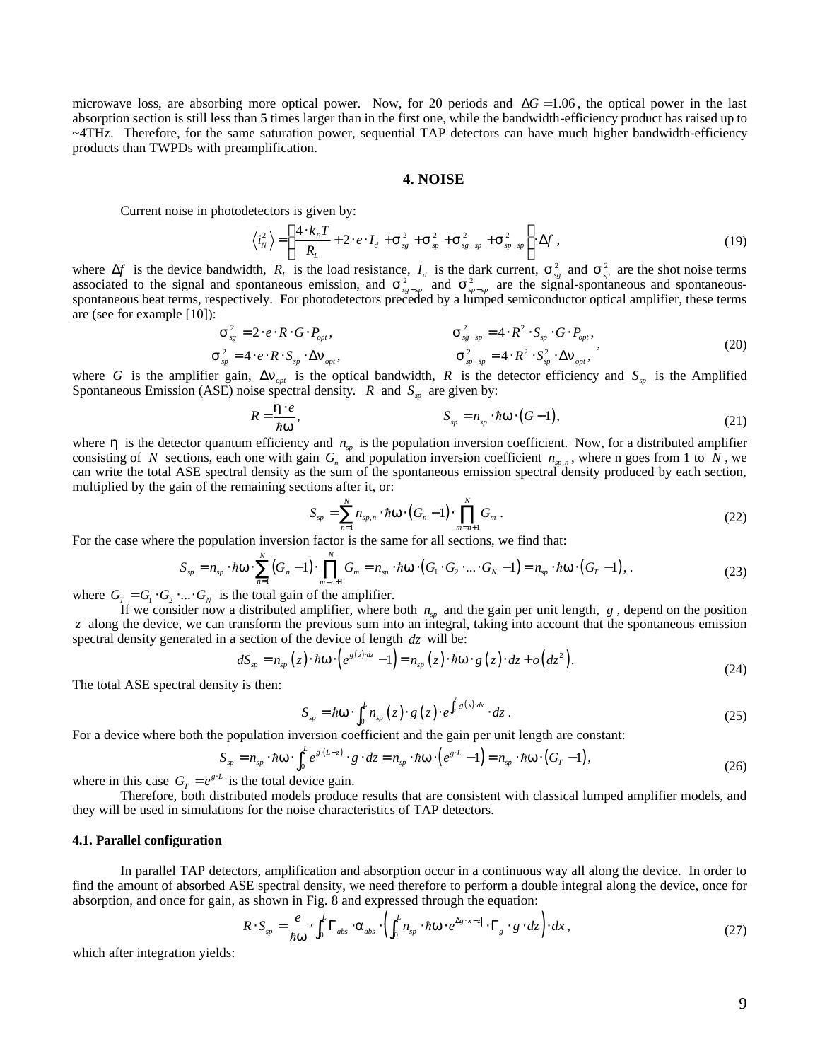microwave loss, are absorbing more optical power. Now, for 20 periods and $\Delta G = 1.06$, the optical power in the last absorption section is still less than 5 times larger than in the first one, while the bandwidth-efficiency product has raised up to ~4THz. Therefore, for the same saturation power, sequential TAP detectors can have much higher bandwidth-efficiency products than TWPDs with preamplification.

## 4. NOISE

Current noise in photodetectors is given by:

$$\left\langle i_N^2 \right\rangle = \left( \frac{4 \cdot k_B T}{R_L} + 2 \cdot e \cdot I_d + \sigma_{sg}^2 + \sigma_{sp}^2 + \sigma_{sg-sp}^2 + \sigma_{sp-sp}^2 \right) \cdot \Delta f \ , \tag{19}$$

where $\Delta f$ is the device bandwidth, $R_L$ is the load resistance, $I_d$ is the dark current, $\sigma_{sg}^2$ and $\sigma_{sp}^2$ are the shot noise terms associated to the signal and spontaneous emission, and $\sigma_{sg-sp}^2$ and $\sigma_{sp-sp}^2$ are the signal-spontaneous and spontaneous-spontaneous beat terms, respectively. For photodetectors preceded by a lumped semiconductor optical amplifier, these terms are (see for example [10]):

$$\begin{aligned} \sigma_{sg}^2 &= 2 \cdot e \cdot R \cdot G \cdot P_{opt}, & \sigma_{sg-sp}^2 &= 4 \cdot R^2 \cdot S_{sp} \cdot G \cdot P_{opt}, \\ \sigma_{sp}^2 &= 4 \cdot e \cdot R \cdot S_{sp} \cdot \Delta\nu_{opt}, & \sigma_{sp-sp}^2 &= 4 \cdot R^2 \cdot S_{sp}^2 \cdot \Delta\nu_{opt}, \end{aligned} \tag{20}$$

where $G$ is the amplifier gain, $\Delta\nu_{opt}$ is the optical bandwidth, $R$ is the detector efficiency and $S_{sp}$ is the Amplified Spontaneous Emission (ASE) noise spectral density. $R$ and $S_{sp}$ are given by:

$$R = \frac{\eta \cdot e}{\hbar\omega}, \qquad S_{sp} = n_{sp} \cdot \hbar\omega \cdot (G-1), \tag{21}$$

where $\eta$ is the detector quantum efficiency and $n_{sp}$ is the population inversion coefficient. Now, for a distributed amplifier consisting of $N$ sections, each one with gain $G_n$ and population inversion coefficient $n_{sp,n}$, where n goes from 1 to $N$, we can write the total ASE spectral density as the sum of the spontaneous emission spectral density produced by each section, multiplied by the gain of the remaining sections after it, or:

$$S_{sp} = \sum_{n=1}^{N} n_{sp,n} \cdot \hbar\omega \cdot (G_n - 1) \cdot \prod_{m=n+1}^{N} G_m \ . \tag{22}$$

For the case where the population inversion factor is the same for all sections, we find that:

$$S_{sp} = n_{sp} \cdot \hbar\omega \cdot \sum_{n=1}^{N} (G_n - 1) \cdot \prod_{m=n+1}^{N} G_m = n_{sp} \cdot \hbar\omega \cdot (G_1 \cdot G_2 \cdot \ldots \cdot G_N - 1) = n_{sp} \cdot \hbar\omega \cdot (G_T - 1), . \tag{23}$$

where $G_T = G_1 \cdot G_2 \cdot \ldots \cdot G_N$ is the total gain of the amplifier.

If we consider now a distributed amplifier, where both $n_{sp}$ and the gain per unit length, $g$, depend on the position $z$ along the device, we can transform the previous sum into an integral, taking into account that the spontaneous emission spectral density generated in a section of the device of length $dz$ will be:

$$dS_{sp} = n_{sp}(z) \cdot \hbar\omega \cdot \left( e^{g(z) \cdot dz} - 1 \right) = n_{sp}(z) \cdot \hbar\omega \cdot g(z) \cdot dz + o\left( dz^2 \right). \tag{24}$$

The total ASE spectral density is then:

$$S_{sp} = \hbar\omega \cdot \int_0^L n_{sp}(z) \cdot g(z) \cdot e^{\int_z^L g(x) \cdot dx} \cdot dz \ . \tag{25}$$

For a device where both the population inversion coefficient and the gain per unit length are constant:

$$S_{sp} = n_{sp} \cdot \hbar\omega \cdot \int_0^L e^{g \cdot (L-z)} \cdot g \cdot dz = n_{sp} \cdot \hbar\omega \cdot \left( e^{g \cdot L} - 1 \right) = n_{sp} \cdot \hbar\omega \cdot (G_T - 1), \tag{26}$$

where in this case $G_T = e^{g \cdot L}$ is the total device gain.

Therefore, both distributed models produce results that are consistent with classical lumped amplifier models, and they will be used in simulations for the noise characteristics of TAP detectors.

### 4.1. Parallel configuration

In parallel TAP detectors, amplification and absorption occur in a continuous way all along the device. In order to find the amount of absorbed ASE spectral density, we need therefore to perform a double integral along the device, once for absorption, and once for gain, as shown in Fig. 8 and expressed through the equation:

$$R \cdot S_{sp} = \frac{e}{\hbar\omega} \cdot \int_0^L \Gamma_{abs} \cdot \alpha_{abs} \cdot \left( \int_0^L n_{sp} \cdot \hbar\omega \cdot e^{\Delta g \cdot |x-z|} \cdot \Gamma_g \cdot g \cdot dz \right) \cdot dx \, , \tag{27}$$

which after integration yields: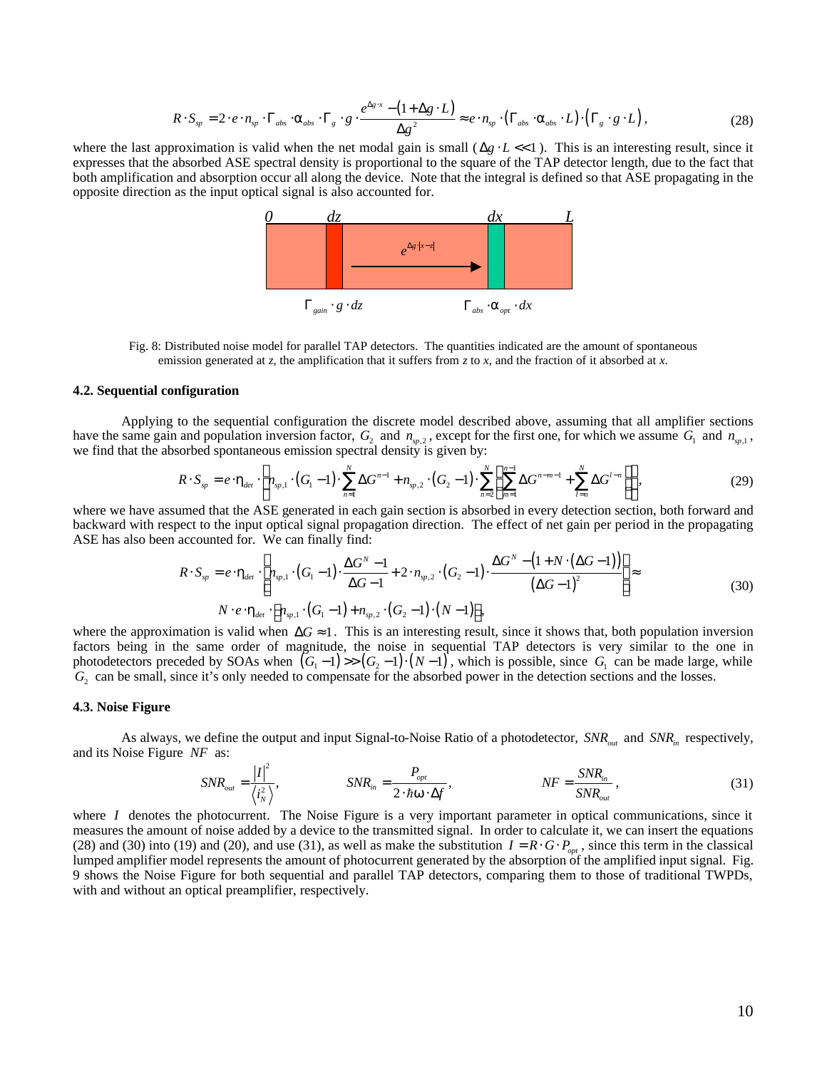$$R \cdot S_{sp} = 2 \cdot e \cdot n_{sp} \cdot \Gamma_{abs} \cdot \alpha_{abs} \cdot \Gamma_g \cdot g \cdot \frac{e^{\Delta g \cdot x} - (1 + \Delta g \cdot L)}{\Delta g^2} \approx e \cdot n_{sp} \cdot (\Gamma_{abs} \cdot \alpha_{abs} \cdot L) \cdot (\Gamma_g \cdot g \cdot L), \tag{28}$$

where the last approximation is valid when the net modal gain is small ($\Delta g \cdot L << 1$). This is an interesting result, since it expresses that the absorbed ASE spectral density is proportional to the square of the TAP detector length, due to the fact that both amplification and absorption occur all along the device. Note that the integral is defined so that ASE propagating in the opposite direction as the input optical signal is also accounted for.

Fig. 8: Distributed noise model for parallel TAP detectors. The quantities indicated are the amount of spontaneous emission generated at $z$, the amplification that it suffers from $z$ to $x$, and the fraction of it absorbed at $x$.

### 4.2. Sequential configuration

Applying to the sequential configuration the discrete model described above, assuming that all amplifier sections have the same gain and population inversion factor, $G_2$ and $n_{sp,2}$, except for the first one, for which we assume $G_1$ and $n_{sp,1}$, we find that the absorbed spontaneous emission spectral density is given by:

$$R \cdot S_{sp} = e \cdot \eta_{det} \cdot \left[ n_{sp,1} \cdot (G_1 - 1) \cdot \sum_{n=1}^{N} \Delta G^{n-1} + n_{sp,2} \cdot (G_2 - 1) \cdot \sum_{n=2}^{N} \left( \sum_{m=1}^{n-1} \Delta G^{n-m-1} + \sum_{l=n}^{N} \Delta G^{l-n} \right) \right], \tag{29}$$

where we have assumed that the ASE generated in each gain section is absorbed in every detection section, both forward and backward with respect to the input optical signal propagation direction. The effect of net gain per period in the propagating ASE has also been accounted for. We can finally find:

$$\begin{aligned} R \cdot S_{sp} &= e \cdot \eta_{det} \cdot \left[ n_{sp,1} \cdot (G_1 - 1) \cdot \frac{\Delta G^N - 1}{\Delta G - 1} + 2 \cdot n_{sp,2} \cdot (G_2 - 1) \cdot \frac{\Delta G^N - (1 + N \cdot (\Delta G - 1))}{(\Delta G - 1)^2} \right] \approx \\ &N \cdot e \cdot \eta_{det} \cdot \left[ n_{sp,1} \cdot (G_1 - 1) + n_{sp,2} \cdot (G_2 - 1) \cdot (N - 1) \right], \end{aligned} \tag{30}$$

where the approximation is valid when $\Delta G \approx 1$. This is an interesting result, since it shows that, both population inversion factors being in the same order of magnitude, the noise in sequential TAP detectors is very similar to the one in photodetectors preceded by SOAs when $(G_1 - 1) >> (G_2 - 1) \cdot (N - 1)$, which is possible, since $G_1$ can be made large, while $G_2$ can be small, since it's only needed to compensate for the absorbed power in the detection sections and the losses.

### 4.3. Noise Figure

As always, we define the output and input Signal-to-Noise Ratio of a photodetector, $SNR_{out}$ and $SNR_{in}$ respectively, and its Noise Figure $NF$ as:

$$SNR_{out} = \frac{|I|^2}{\langle i_N^2 \rangle}, \qquad SNR_{in} = \frac{P_{opt}}{2 \cdot \hbar\omega \cdot \Delta f}, \qquad NF = \frac{SNR_{in}}{SNR_{out}}, \tag{31}$$

where $I$ denotes the photocurrent. The Noise Figure is a very important parameter in optical communications, since it measures the amount of noise added by a device to the transmitted signal. In order to calculate it, we can insert the equations (28) and (30) into (19) and (20), and use (31), as well as make the substitution $I = R \cdot G \cdot P_{opt}$, since this term in the classical lumped amplifier model represents the amount of photocurrent generated by the absorption of the amplified input signal. Fig. 9 shows the Noise Figure for both sequential and parallel TAP detectors, comparing them to those of traditional TWPDs, with and without an optical preamplifier, respectively.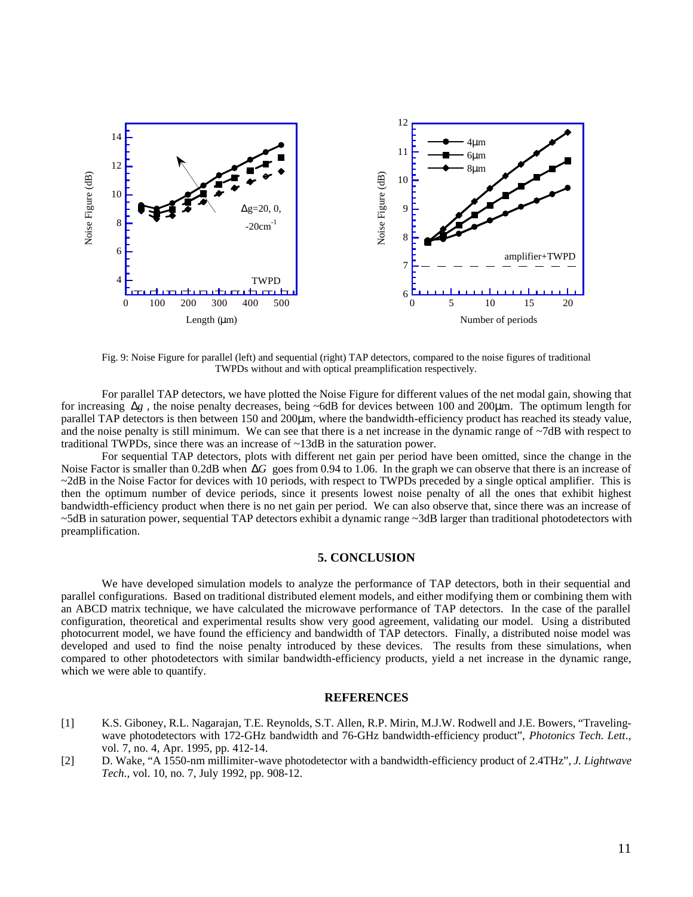Fig. 9: Noise Figure for parallel (left) and sequential (right) TAP detectors, compared to the noise figures of traditional TWPDs without and with optical preamplification respectively.

For parallel TAP detectors, we have plotted the Noise Figure for different values of the net modal gain, showing that for increasing $\Delta g$, the noise penalty decreases, being ~6dB for devices between 100 and 200μm. The optimum length for parallel TAP detectors is then between 150 and 200μm, where the bandwidth-efficiency product has reached its steady value, and the noise penalty is still minimum. We can see that there is a net increase in the dynamic range of ~7dB with respect to traditional TWPDs, since there was an increase of ~13dB in the saturation power.

For sequential TAP detectors, plots with different net gain per period have been omitted, since the change in the Noise Factor is smaller than 0.2dB when $\Delta G$ goes from 0.94 to 1.06. In the graph we can observe that there is an increase of ~2dB in the Noise Factor for devices with 10 periods, with respect to TWPDs preceded by a single optical amplifier. This is then the optimum number of device periods, since it presents lowest noise penalty of all the ones that exhibit highest bandwidth-efficiency product when there is no net gain per period. We can also observe that, since there was an increase of ~5dB in saturation power, sequential TAP detectors exhibit a dynamic range ~3dB larger than traditional photodetectors with preamplification.

## 5. CONCLUSION

We have developed simulation models to analyze the performance of TAP detectors, both in their sequential and parallel configurations. Based on traditional distributed element models, and either modifying them or combining them with an ABCD matrix technique, we have calculated the microwave performance of TAP detectors. In the case of the parallel configuration, theoretical and experimental results show very good agreement, validating our model. Using a distributed photocurrent model, we have found the efficiency and bandwidth of TAP detectors. Finally, a distributed noise model was developed and used to find the noise penalty introduced by these devices. The results from these simulations, when compared to other photodetectors with similar bandwidth-efficiency products, yield a net increase in the dynamic range, which we were able to quantify.

## REFERENCES

[1] K.S. Giboney, R.L. Nagarajan, T.E. Reynolds, S.T. Allen, R.P. Mirin, M.J.W. Rodwell and J.E. Bowers, "Traveling-wave photodetectors with 172-GHz bandwidth and 76-GHz bandwidth-efficiency product", *Photonics Tech. Lett.*, vol. 7, no. 4, Apr. 1995, pp. 412-14.

[2] D. Wake, "A 1550-nm millimiter-wave photodetector with a bandwidth-efficiency product of 2.4THz", *J. Lightwave Tech.*, vol. 10, no. 7, July 1992, pp. 908-12.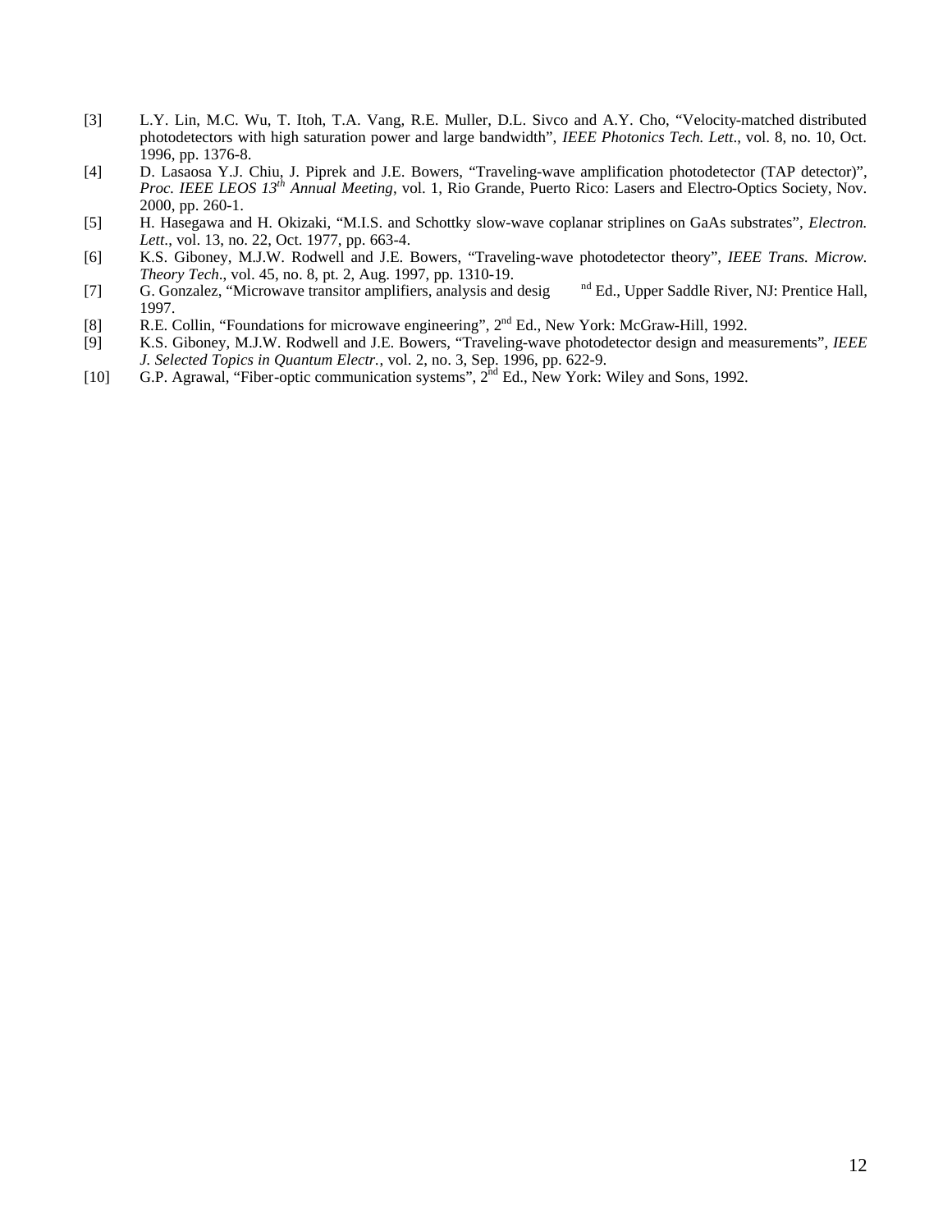[3] L.Y. Lin, M.C. Wu, T. Itoh, T.A. Vang, R.E. Muller, D.L. Sivco and A.Y. Cho, "Velocity-matched distributed photodetectors with high saturation power and large bandwidth", *IEEE Photonics Tech. Lett*., vol. 8, no. 10, Oct. 1996, pp. 1376-8.

[4] D. Lasaosa Y.J. Chiu, J. Piprek and J.E. Bowers, "Traveling-wave amplification photodetector (TAP detector)", *Proc. IEEE LEOS 13th Annual Meeting*, vol. 1, Rio Grande, Puerto Rico: Lasers and Electro-Optics Society, Nov. 2000, pp. 260-1.

[5] H. Hasegawa and H. Okizaki, "M.I.S. and Schottky slow-wave coplanar striplines on GaAs substrates", *Electron. Lett*., vol. 13, no. 22, Oct. 1977, pp. 663-4.

[6] K.S. Giboney, M.J.W. Rodwell and J.E. Bowers, "Traveling-wave photodetector theory", *IEEE Trans. Microw. Theory Tech*., vol. 45, no. 8, pt. 2, Aug. 1997, pp. 1310-19.

[7] G. Gonzalez, "Microwave transitor amplifiers, analysis and desig nd Ed., Upper Saddle River, NJ: Prentice Hall, 1997.

[8] R.E. Collin, "Foundations for microwave engineering", 2nd Ed., New York: McGraw-Hill, 1992.

[9] K.S. Giboney, M.J.W. Rodwell and J.E. Bowers, "Traveling-wave photodetector design and measurements", *IEEE J. Selected Topics in Quantum Electr.*, vol. 2, no. 3, Sep. 1996, pp. 622-9.

[10] G.P. Agrawal, "Fiber-optic communication systems", 2nd Ed., New York: Wiley and Sons, 1992.